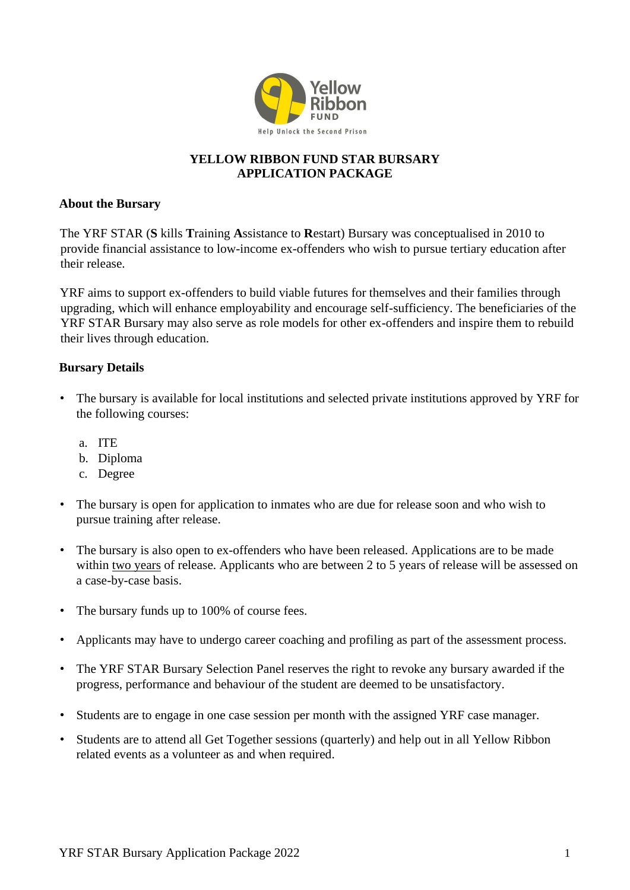# YELLOW RIBBON FUND STAR BURSARY
# APPLICATION PACKAGE

## About the Bursary

The YRF STAR (**S** kills **T**raining **A**ssistance to **R**estart) Bursary was conceptualised in 2010 to provide financial assistance to low-income ex-offenders who wish to pursue tertiary education after their release.

YRF aims to support ex-offenders to build viable futures for themselves and their families through upgrading, which will enhance employability and encourage self-sufficiency. The beneficiaries of the YRF STAR Bursary may also serve as role models for other ex-offenders and inspire them to rebuild their lives through education.

## Bursary Details

- The bursary is available for local institutions and selected private institutions approved by YRF for the following courses:

  a. ITE
  b. Diploma
  c. Degree

- The bursary is open for application to inmates who are due for release soon and who wish to pursue training after release.

- The bursary is also open to ex-offenders who have been released. Applications are to be made within two years of release. Applicants who are between 2 to 5 years of release will be assessed on a case-by-case basis.

- The bursary funds up to 100% of course fees.

- Applicants may have to undergo career coaching and profiling as part of the assessment process.

- The YRF STAR Bursary Selection Panel reserves the right to revoke any bursary awarded if the progress, performance and behaviour of the student are deemed to be unsatisfactory.

- Students are to engage in one case session per month with the assigned YRF case manager.

- Students are to attend all Get Together sessions (quarterly) and help out in all Yellow Ribbon related events as a volunteer as and when required.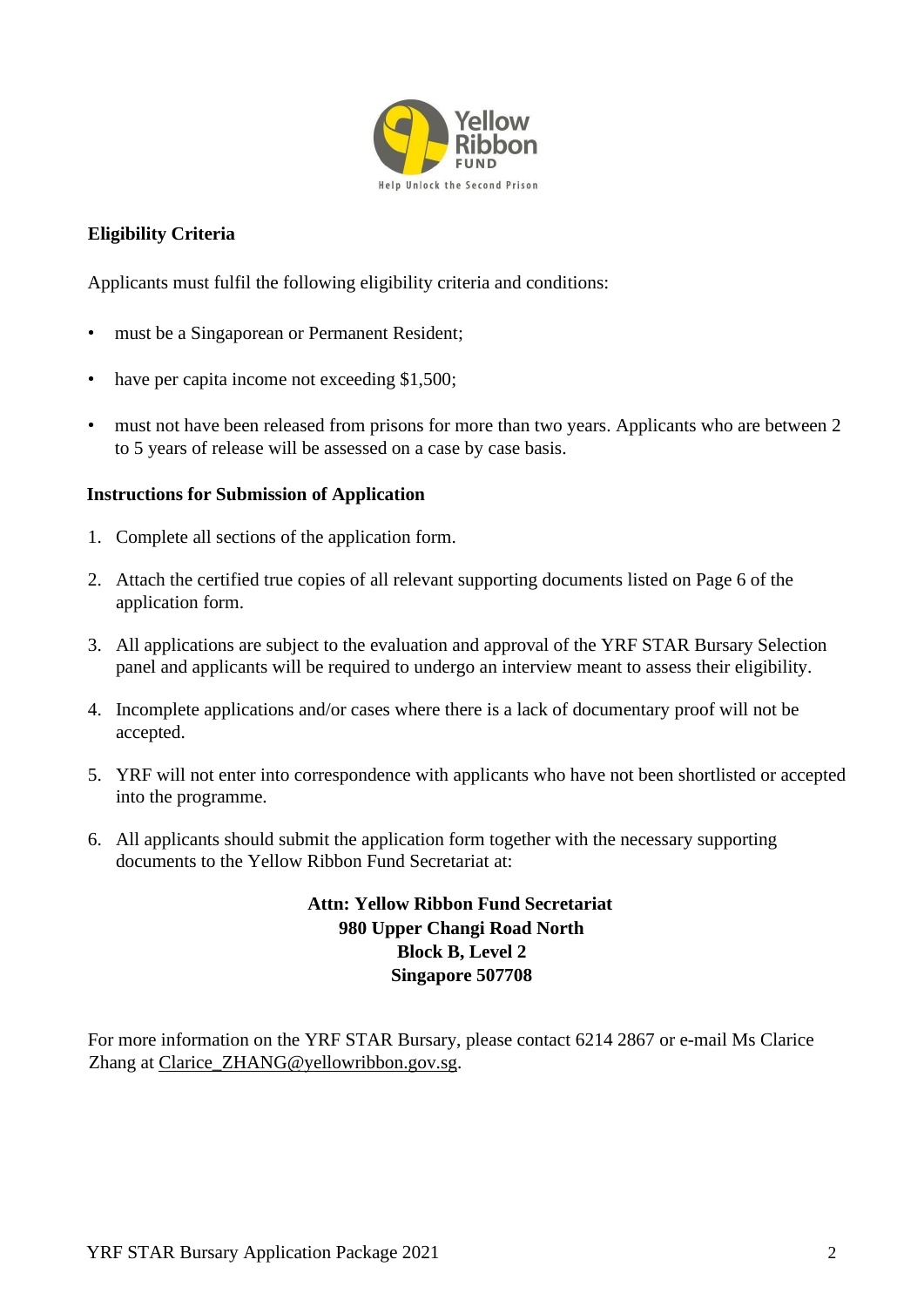## Eligibility Criteria

Applicants must fulfil the following eligibility criteria and conditions:

- must be a Singaporean or Permanent Resident;
- have per capita income not exceeding $1,500;
- must not have been released from prisons for more than two years. Applicants who are between 2 to 5 years of release will be assessed on a case by case basis.

## Instructions for Submission of Application

1. Complete all sections of the application form.
2. Attach the certified true copies of all relevant supporting documents listed on Page 6 of the application form.
3. All applications are subject to the evaluation and approval of the YRF STAR Bursary Selection panel and applicants will be required to undergo an interview meant to assess their eligibility.
4. Incomplete applications and/or cases where there is a lack of documentary proof will not be accepted.
5. YRF will not enter into correspondence with applicants who have not been shortlisted or accepted into the programme.
6. All applicants should submit the application form together with the necessary supporting documents to the Yellow Ribbon Fund Secretariat at:

**Attn: Yellow Ribbon Fund Secretariat**
**980 Upper Changi Road North**
**Block B, Level 2**
**Singapore 507708**

For more information on the YRF STAR Bursary, please contact 6214 2867 or e-mail Ms Clarice Zhang at Clarice_ZHANG@yellowribbon.gov.sg.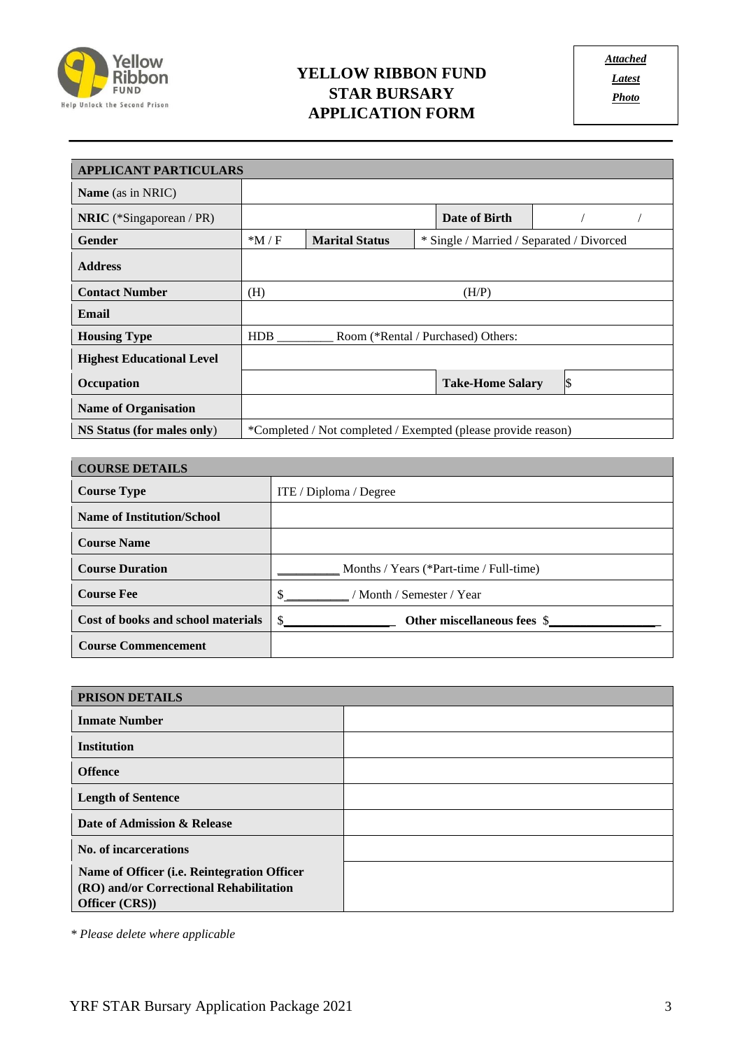# YELLOW RIBBON FUND STAR BURSARY APPLICATION FORM

*Attached Latest Photo*

| APPLICANT PARTICULARS | | | |
|---|---|---|---|
| **Name** (as in NRIC) | | | |
| **NRIC** (*Singaporean / PR) | | **Date of Birth** | / / |
| **Gender** | *M / F **Marital Status** | * Single / Married / Separated / Divorced | |
| **Address** | | | |
| **Contact Number** | (H) | (H/P) | |
| **Email** | | | |
| **Housing Type** | HDB ________ Room (*Rental / Purchased) Others: | | |
| **Highest Educational Level** | | | |
| **Occupation** | | **Take-Home Salary** | $ |
| **Name of Organisation** | | | |
| **NS Status (for males only**) | *Completed / Not completed / Exempted (please provide reason) | | |

| COURSE DETAILS | |
|---|---|
| **Course Type** | ITE / Diploma / Degree |
| **Name of Institution/School** | |
| **Course Name** | |
| **Course Duration** | _________ Months / Years (*Part-time / Full-time) |
| **Course Fee** | $ _________ / Month / Semester / Year |
| **Cost of books and school materials** | $________________ **Other miscellaneous fees** $________________ |
| **Course Commencement** | |

| PRISON DETAILS | |
|---|---|
| **Inmate Number** | |
| **Institution** | |
| **Offence** | |
| **Length of Sentence** | |
| **Date of Admission & Release** | |
| **No. of incarcerations** | |
| **Name of Officer (i.e. Reintegration Officer (RO) and/or Correctional Rehabilitation Officer (CRS))** | |

*\* Please delete where applicable*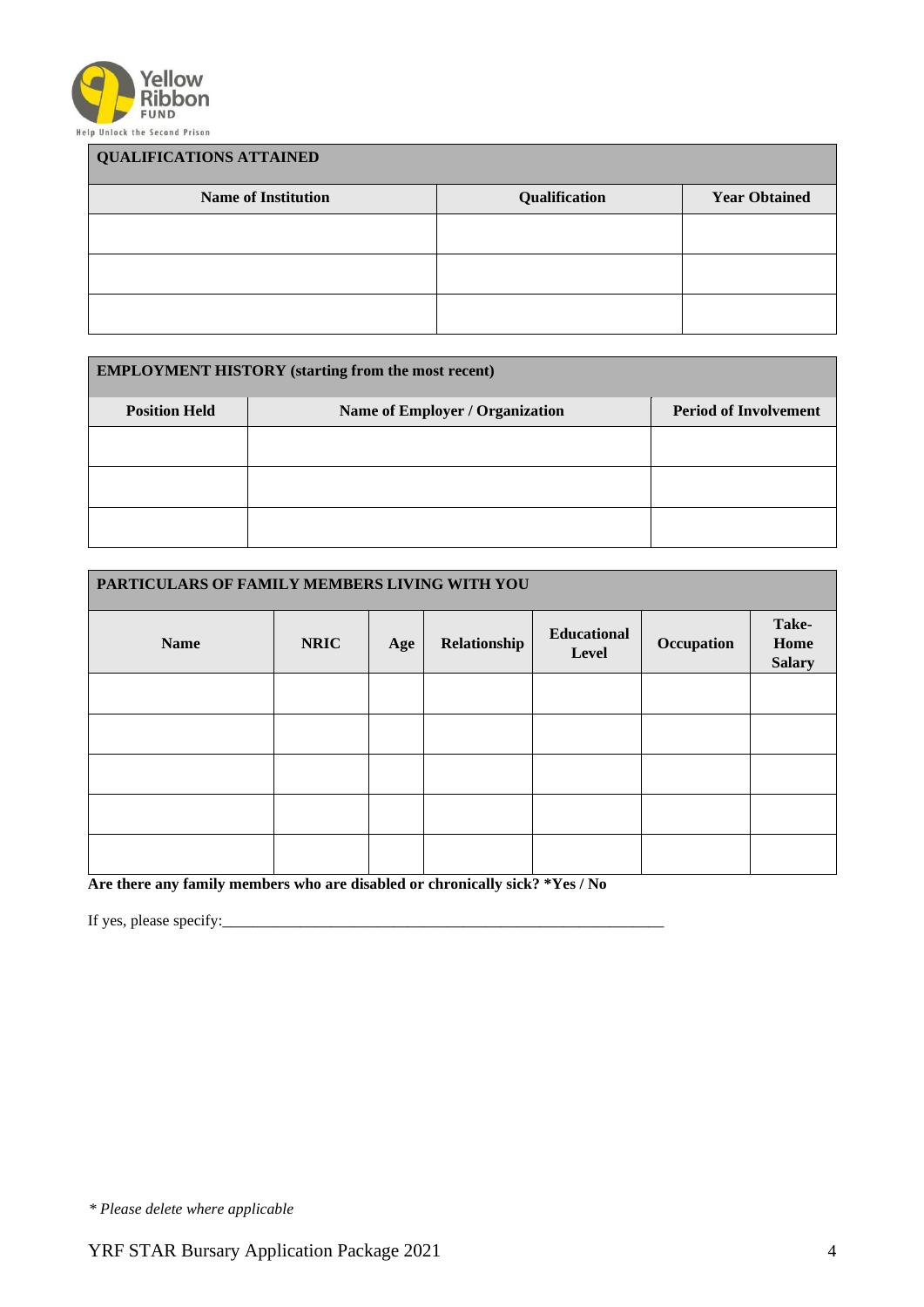| QUALIFICATIONS ATTAINED | | |
|---|---|---|
| **Name of Institution** | **Qualification** | **Year Obtained** |
| | | |
| | | |
| | | |

| EMPLOYMENT HISTORY (starting from the most recent) | | |
|---|---|---|
| **Position Held** | **Name of Employer / Organization** | **Period of Involvement** |
| | | |
| | | |
| | | |

| PARTICULARS OF FAMILY MEMBERS LIVING WITH YOU | | | | | | |
|---|---|---|---|---|---|---|
| **Name** | **NRIC** | **Age** | **Relationship** | **Educational Level** | **Occupation** | **Take-Home Salary** |
| | | | | | | |
| | | | | | | |
| | | | | | | |
| | | | | | | |
| | | | | | | |

**Are there any family members who are disabled or chronically sick? *Yes / No**

If yes, please specify:____________________________________________________________

*\* Please delete where applicable*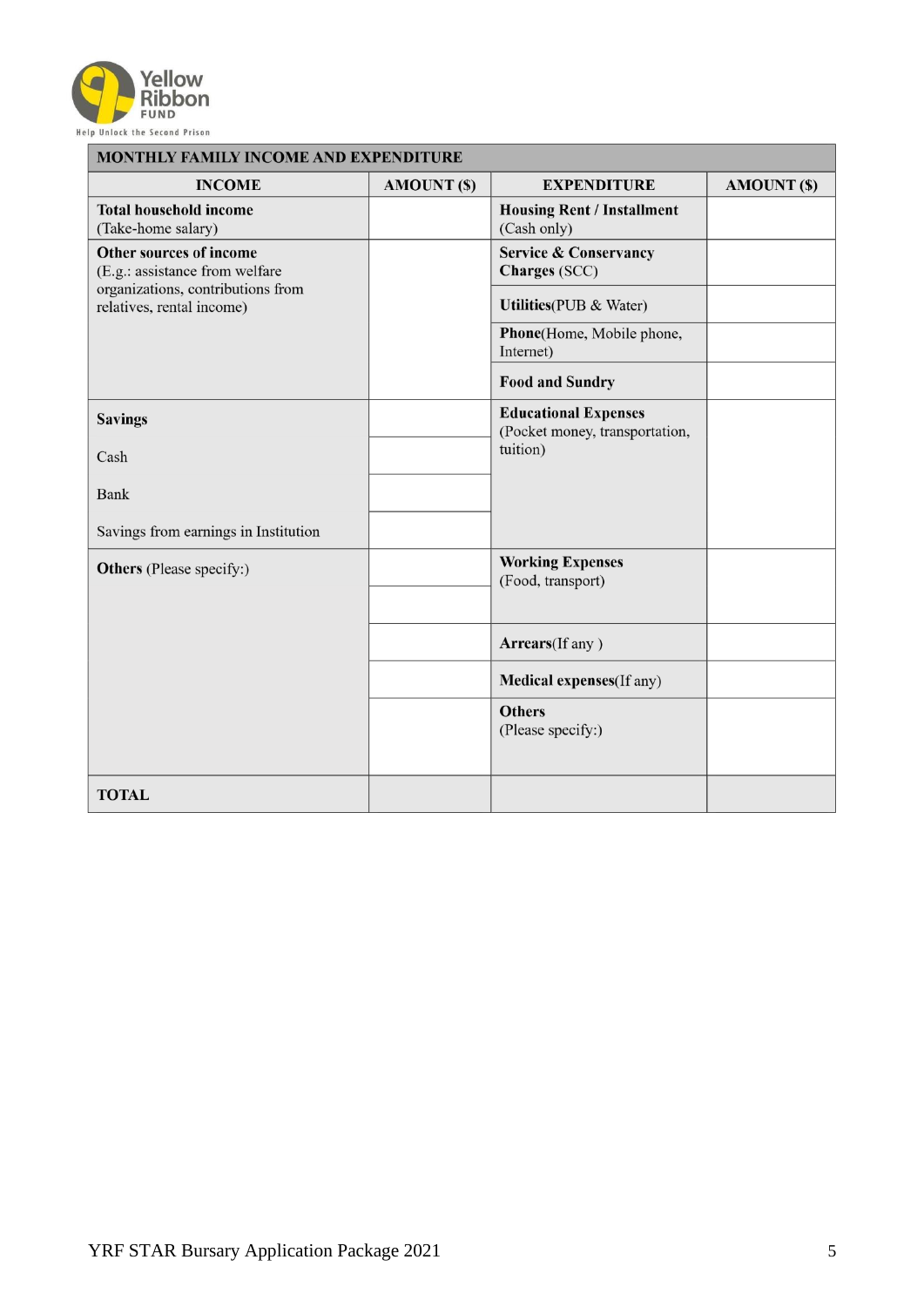| MONTHLY FAMILY INCOME AND EXPENDITURE | | | |
|---|---|---|---|
| **INCOME** | **AMOUNT ($)** | **EXPENDITURE** | **AMOUNT ($)** |
| **Total household income** (Take-home salary) | | **Housing Rent / Installment** (Cash only) | |
| **Other sources of income** (E.g.: assistance from welfare organizations, contributions from relatives, rental income) | | **Service & Conservancy Charges** (SCC) | |
| | | **Utilities**(PUB & Water) | |
| | | **Phone**(Home, Mobile phone, Internet) | |
| | | **Food and Sundry** | |
| **Savings** | | **Educational Expenses** (Pocket money, transportation, tuition) | |
| Cash | | | |
| Bank | | | |
| Savings from earnings in Institution | | | |
| **Others** (Please specify:) | | **Working Expenses** (Food, transport) | |
| | | | |
| | | **Arrears**(If any ) | |
| | | **Medical expenses**(If any) | |
| | | **Others** (Please specify:) | |
| **TOTAL** | | | |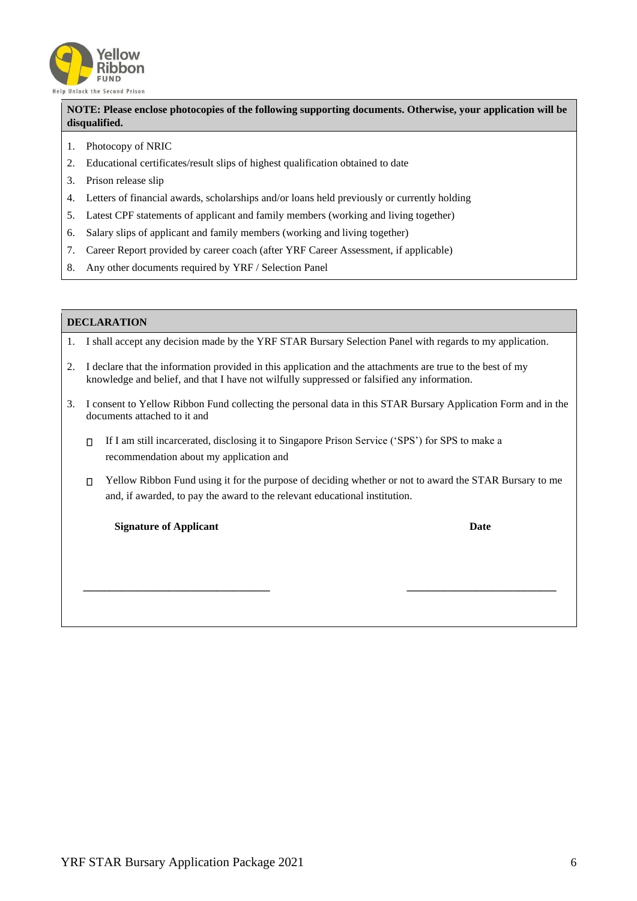**NOTE: Please enclose photocopies of the following supporting documents. Otherwise, your application will be disqualified.**

1. Photocopy of NRIC
2. Educational certificates/result slips of highest qualification obtained to date
3. Prison release slip
4. Letters of financial awards, scholarships and/or loans held previously or currently holding
5. Latest CPF statements of applicant and family members (working and living together)
6. Salary slips of applicant and family members (working and living together)
7. Career Report provided by career coach (after YRF Career Assessment, if applicable)
8. Any other documents required by YRF / Selection Panel

**DECLARATION**

1. I shall accept any decision made by the YRF STAR Bursary Selection Panel with regards to my application.
2. I declare that the information provided in this application and the attachments are true to the best of my knowledge and belief, and that I have not wilfully suppressed or falsified any information.
3. I consent to Yellow Ribbon Fund collecting the personal data in this STAR Bursary Application Form and in the documents attached to it and

   - ☐ If I am still incarcerated, disclosing it to Singapore Prison Service ('SPS') for SPS to make a recommendation about my application and
   - ☐ Yellow Ribbon Fund using it for the purpose of deciding whether or not to award the STAR Bursary to me and, if awarded, to pay the award to the relevant educational institution.

**Signature of Applicant** **Date**

\_\_\_\_\_\_\_\_\_\_\_\_\_\_\_\_\_\_\_\_\_\_\_\_\_\_\_\_\_\_\_\_ \_\_\_\_\_\_\_\_\_\_\_\_\_\_\_\_\_\_\_\_\_\_\_\_\_\_